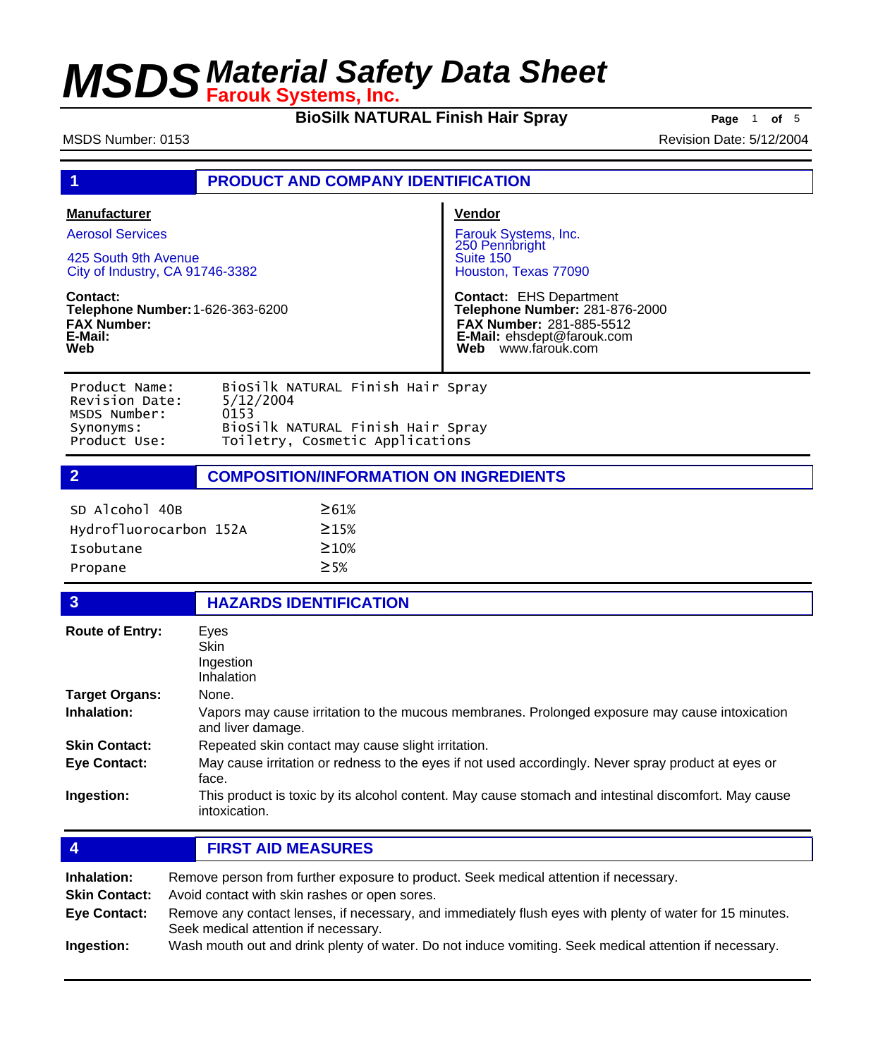# MSDS Material Safety Data Sheet

**Farouk Systems, Inc.**

**BioSilk NATURAL Finish Hair Spray**

MSDS Number: 0153

Revision Date: 5/12/2004

## 1 PRODUCT AND COMPANY IDENTIFICATION

**Manufacturer**

Aerosol Services

425 South 9th Avenue
City of Industry, CA 91746-3382

**Contact:**
**Telephone Number:** 1-626-363-6200
**FAX Number:**
**E-Mail:**
**Web**

**Vendor**

Farouk Systems, Inc.
250 Pennbright
Suite 150
Houston, Texas 77090

**Contact:** EHS Department
**Telephone Number:** 281-876-2000
**FAX Number:** 281-885-5512
**E-Mail:** ehsdept@farouk.com
**Web** www.farouk.com

| | |
|---|---|
| Product Name: | BioSilk NATURAL Finish Hair Spray |
| Revision Date: | 5/12/2004 |
| MSDS Number: | 0153 |
| Synonyms: | BioSilk NATURAL Finish Hair Spray |
| Product Use: | Toiletry, Cosmetic Applications |

## 2 COMPOSITION/INFORMATION ON INGREDIENTS

| | |
|---|---|
| SD Alcohol 40B | ≥61% |
| Hydrofluorocarbon 152A | ≥15% |
| Isobutane | ≥10% |
| Propane | ≥5% |

## 3 HAZARDS IDENTIFICATION

**Route of Entry:** Eyes
Skin
Ingestion
Inhalation

**Target Organs:** None.

**Inhalation:** Vapors may cause irritation to the mucous membranes. Prolonged exposure may cause intoxication and liver damage.

**Skin Contact:** Repeated skin contact may cause slight irritation.

**Eye Contact:** May cause irritation or redness to the eyes if not used accordingly. Never spray product at eyes or face.

**Ingestion:** This product is toxic by its alcohol content. May cause stomach and intestinal discomfort. May cause intoxication.

## 4 FIRST AID MEASURES

**Inhalation:** Remove person from further exposure to product. Seek medical attention if necessary.

**Skin Contact:** Avoid contact with skin rashes or open sores.

**Eye Contact:** Remove any contact lenses, if necessary, and immediately flush eyes with plenty of water for 15 minutes. Seek medical attention if necessary.

**Ingestion:** Wash mouth out and drink plenty of water. Do not induce vomiting. Seek medical attention if necessary.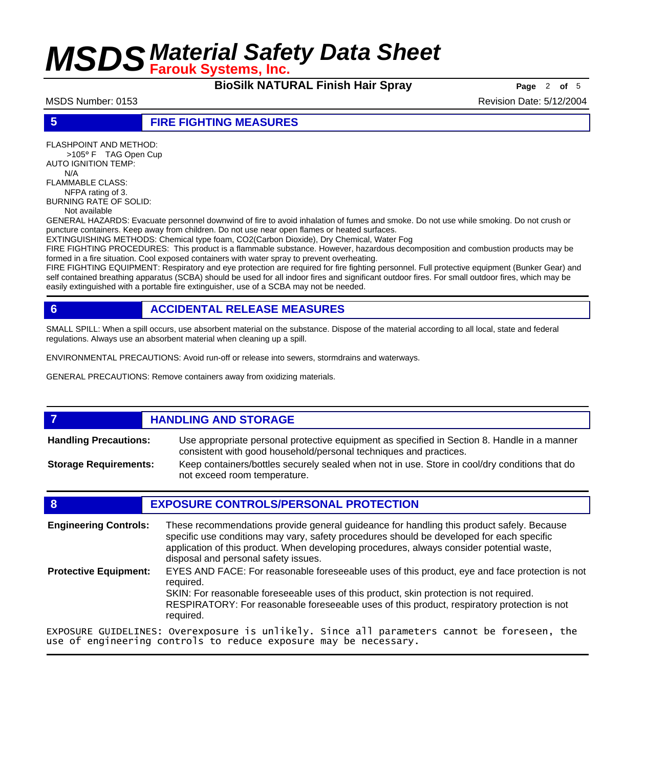## 5 FIRE FIGHTING MEASURES

FLASHPOINT AND METHOD:
>105° F TAG Open Cup
AUTO IGNITION TEMP:
N/A
FLAMMABLE CLASS:
NFPA rating of 3.
BURNING RATE OF SOLID:
Not available

GENERAL HAZARDS: Evacuate personnel downwind of fire to avoid inhalation of fumes and smoke. Do not use while smoking. Do not crush or puncture containers. Keep away from children. Do not use near open flames or heated surfaces.
EXTINGUISHING METHODS: Chemical type foam, $CO_2$(Carbon Dioxide), Dry Chemical, Water Fog
FIRE FIGHTING PROCEDURES: This product is a flammable substance. However, hazardous decomposition and combustion products may be formed in a fire situation. Cool exposed containers with water spray to prevent overheating.
FIRE FIGHTING EQUIPMENT: Respiratory and eye protection are required for fire fighting personnel. Full protective equipment (Bunker Gear) and self contained breathing apparatus (SCBA) should be used for all indoor fires and significant outdoor fires. For small outdoor fires, which may be easily extinguished with a portable fire extinguisher, use of a SCBA may not be needed.

## 6 ACCIDENTAL RELEASE MEASURES

SMALL SPILL: When a spill occurs, use absorbent material on the substance. Dispose of the material according to all local, state and federal regulations. Always use an absorbent material when cleaning up a spill.

ENVIRONMENTAL PRECAUTIONS: Avoid run-off or release into sewers, stormdrains and waterways.

GENERAL PRECAUTIONS: Remove containers away from oxidizing materials.

## 7 HANDLING AND STORAGE

**Handling Precautions:** Use appropriate personal protective equipment as specified in Section 8. Handle in a manner consistent with good household/personal techniques and practices.

**Storage Requirements:** Keep containers/bottles securely sealed when not in use. Store in cool/dry conditions that do not exceed room temperature.

## 8 EXPOSURE CONTROLS/PERSONAL PROTECTION

**Engineering Controls:** These recommendations provide general guideance for handling this product safely. Because specific use conditions may vary, safety procedures should be developed for each specific application of this product. When developing procedures, always consider potential waste, disposal and personal safety issues.

**Protective Equipment:** EYES AND FACE: For reasonable foreseeable uses of this product, eye and face protection is not required.
SKIN: For reasonable foreseeable uses of this product, skin protection is not required.
RESPIRATORY: For reasonable foreseeable uses of this product, respiratory protection is not required.

EXPOSURE GUIDELINES: Overexposure is unlikely. Since all parameters cannot be foreseen, the use of engineering controls to reduce exposure may be necessary.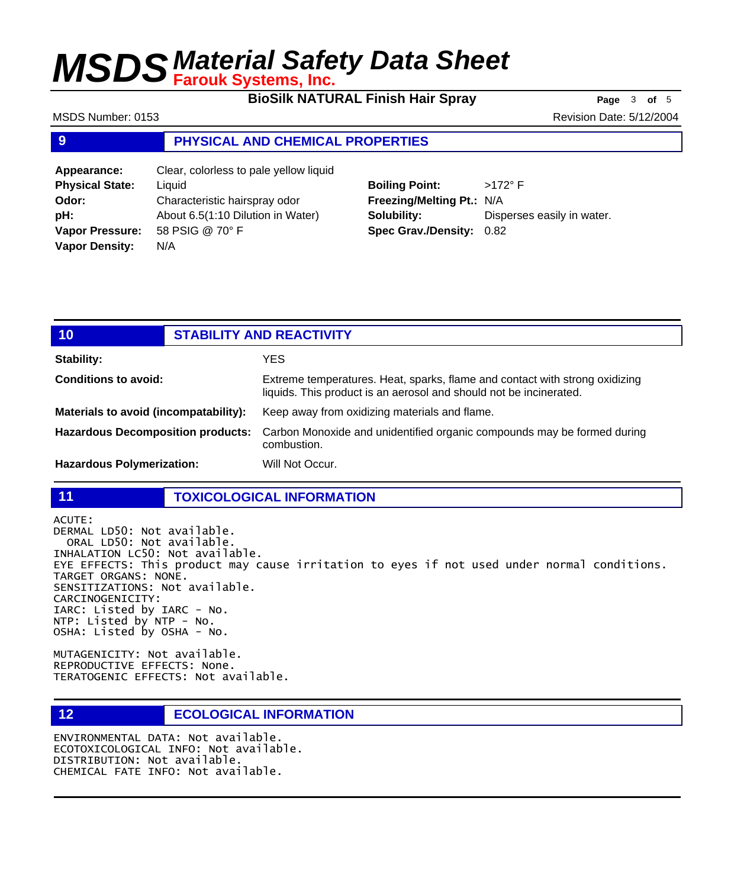## 9 PHYSICAL AND CHEMICAL PROPERTIES

**Appearance:** Clear, colorless to pale yellow liquid
**Physical State:** Liquid
**Odor:** Characteristic hairspray odor
**pH:** About 6.5(1:10 Dilution in Water)
**Vapor Pressure:** 58 PSIG @ 70° F
**Vapor Density:** N/A

**Boiling Point:** >172° F
**Freezing/Melting Pt.:** N/A
**Solubility:** Disperses easily in water.
**Spec Grav./Density:** 0.82

## 10 STABILITY AND REACTIVITY

**Stability:** YES

**Conditions to avoid:** Extreme temperatures. Heat, sparks, flame and contact with strong oxidizing liquids. This product is an aerosol and should not be incinerated.

**Materials to avoid (incompatability):** Keep away from oxidizing materials and flame.

**Hazardous Decomposition products:** Carbon Monoxide and unidentified organic compounds may be formed during combustion.

**Hazardous Polymerization:** Will Not Occur.

## 11 TOXICOLOGICAL INFORMATION

```
ACUTE:
DERMAL LD50: Not available.
  ORAL LD50: Not available.
INHALATION LC50: Not available.
EYE EFFECTS: This product may cause irritation to eyes if not used under normal conditions.
TARGET ORGANS: NONE.
SENSITIZATIONS: Not available.
CARCINOGENICITY:
IARC: Listed by IARC - No.
NTP: Listed by NTP - No.
OSHA: Listed by OSHA - No.

MUTAGENICITY: Not available.
REPRODUCTIVE EFFECTS: None.
TERATOGENIC EFFECTS: Not available.
```

## 12 ECOLOGICAL INFORMATION

```
ENVIRONMENTAL DATA: Not available.
ECOTOXICOLOGICAL INFO: Not available.
DISTRIBUTION: Not available.
CHEMICAL FATE INFO: Not available.
```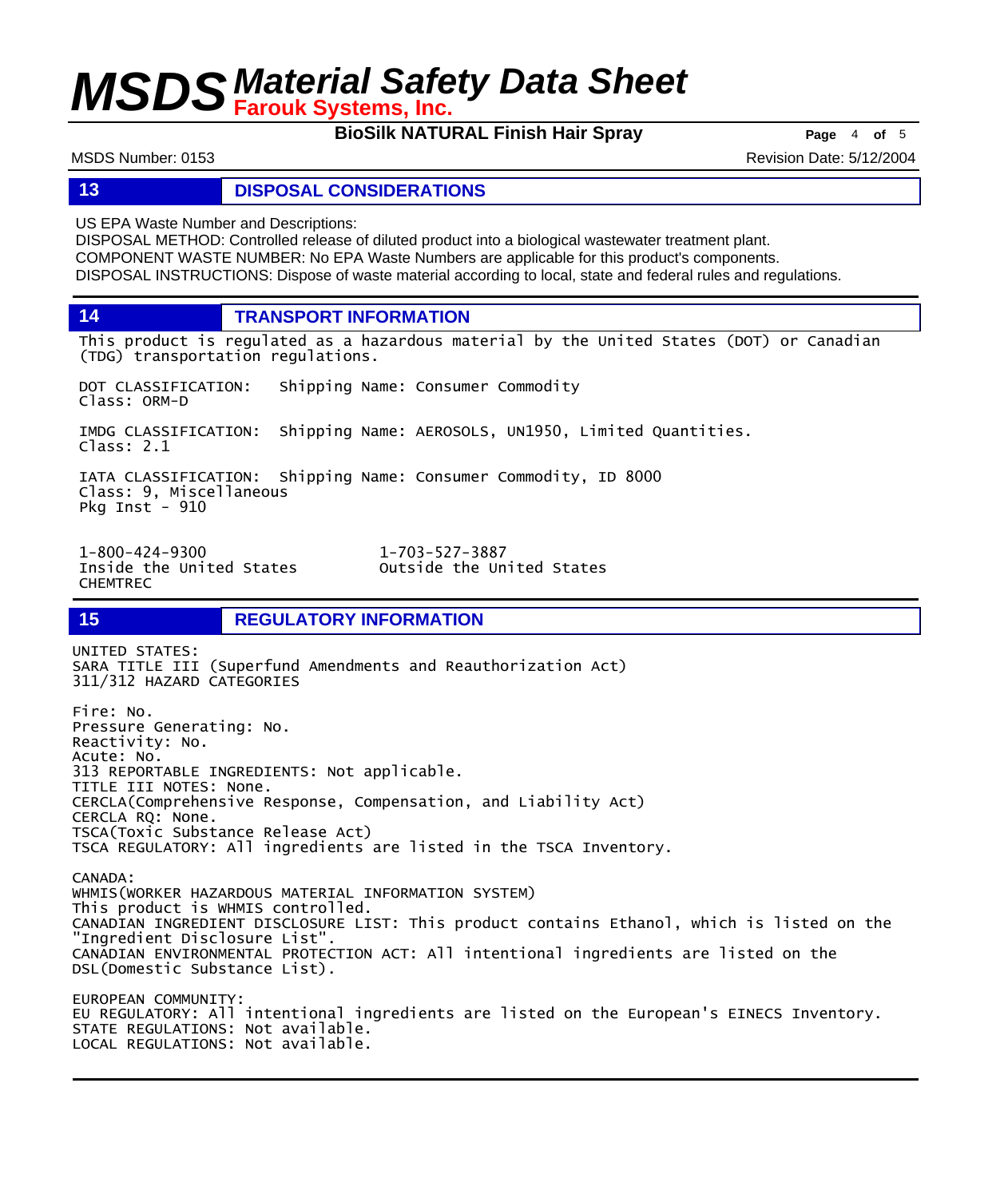## 13 DISPOSAL CONSIDERATIONS

US EPA Waste Number and Descriptions:
DISPOSAL METHOD: Controlled release of diluted product into a biological wastewater treatment plant.
COMPONENT WASTE NUMBER: No EPA Waste Numbers are applicable for this product's components.
DISPOSAL INSTRUCTIONS: Dispose of waste material according to local, state and federal rules and regulations.

## 14 TRANSPORT INFORMATION

This product is regulated as a hazardous material by the United States (DOT) or Canadian (TDG) transportation regulations.

DOT CLASSIFICATION: Shipping Name: Consumer Commodity
Class: ORM-D

IMDG CLASSIFICATION: Shipping Name: AEROSOLS, UN1950, Limited Quantities.
Class: 2.1

IATA CLASSIFICATION: Shipping Name: Consumer Commodity, ID 8000
Class: 9, Miscellaneous
Pkg Inst - 910

| 1-800-424-9300 | 1-703-527-3887 |
|---|---|
| Inside the United States | Outside the United States |
| CHEMTREC | |

## 15 REGULATORY INFORMATION

UNITED STATES:
SARA TITLE III (Superfund Amendments and Reauthorization Act)
311/312 HAZARD CATEGORIES

Fire: No.
Pressure Generating: No.
Reactivity: No.
Acute: No.
313 REPORTABLE INGREDIENTS: Not applicable.
TITLE III NOTES: None.
CERCLA(Comprehensive Response, Compensation, and Liability Act)
CERCLA RQ: None.
TSCA(Toxic Substance Release Act)
TSCA REGULATORY: All ingredients are listed in the TSCA Inventory.

CANADA:
WHMIS(WORKER HAZARDOUS MATERIAL INFORMATION SYSTEM)
This product is WHMIS controlled.
CANADIAN INGREDIENT DISCLOSURE LIST: This product contains Ethanol, which is listed on the "Ingredient Disclosure List".
CANADIAN ENVIRONMENTAL PROTECTION ACT: All intentional ingredients are listed on the DSL(Domestic Substance List).

EUROPEAN COMMUNITY:
EU REGULATORY: All intentional ingredients are listed on the European's EINECS Inventory.
STATE REGULATIONS: Not available.
LOCAL REGULATIONS: Not available.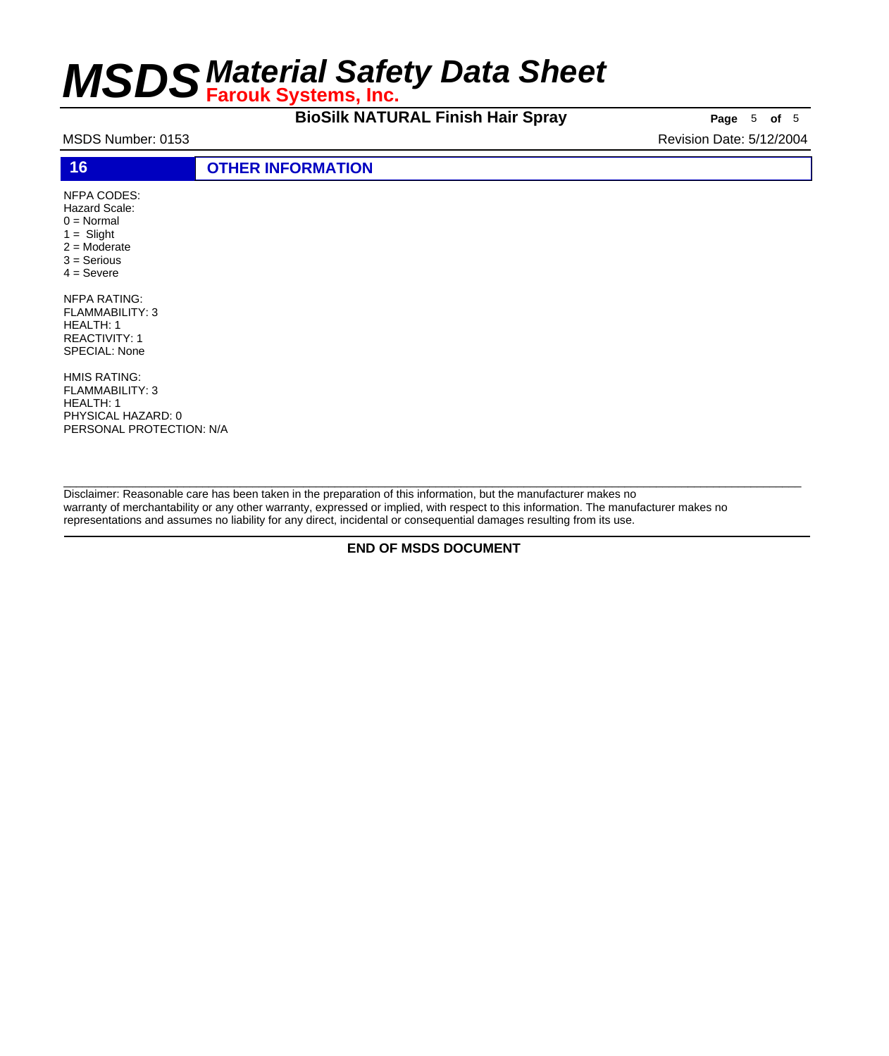## 16 OTHER INFORMATION

NFPA CODES:
Hazard Scale:
0 = Normal
1 = Slight
2 = Moderate
3 = Serious
4 = Severe

NFPA RATING:
FLAMMABILITY: 3
HEALTH: 1
REACTIVITY: 1
SPECIAL: None

HMIS RATING:
FLAMMABILITY: 3
HEALTH: 1
PHYSICAL HAZARD: 0
PERSONAL PROTECTION: N/A

---

Disclaimer: Reasonable care has been taken in the preparation of this information, but the manufacturer makes no warranty of merchantability or any other warranty, expressed or implied, with respect to this information. The manufacturer makes no representations and assumes no liability for any direct, incidental or consequential damages resulting from its use.

---

**END OF MSDS DOCUMENT**